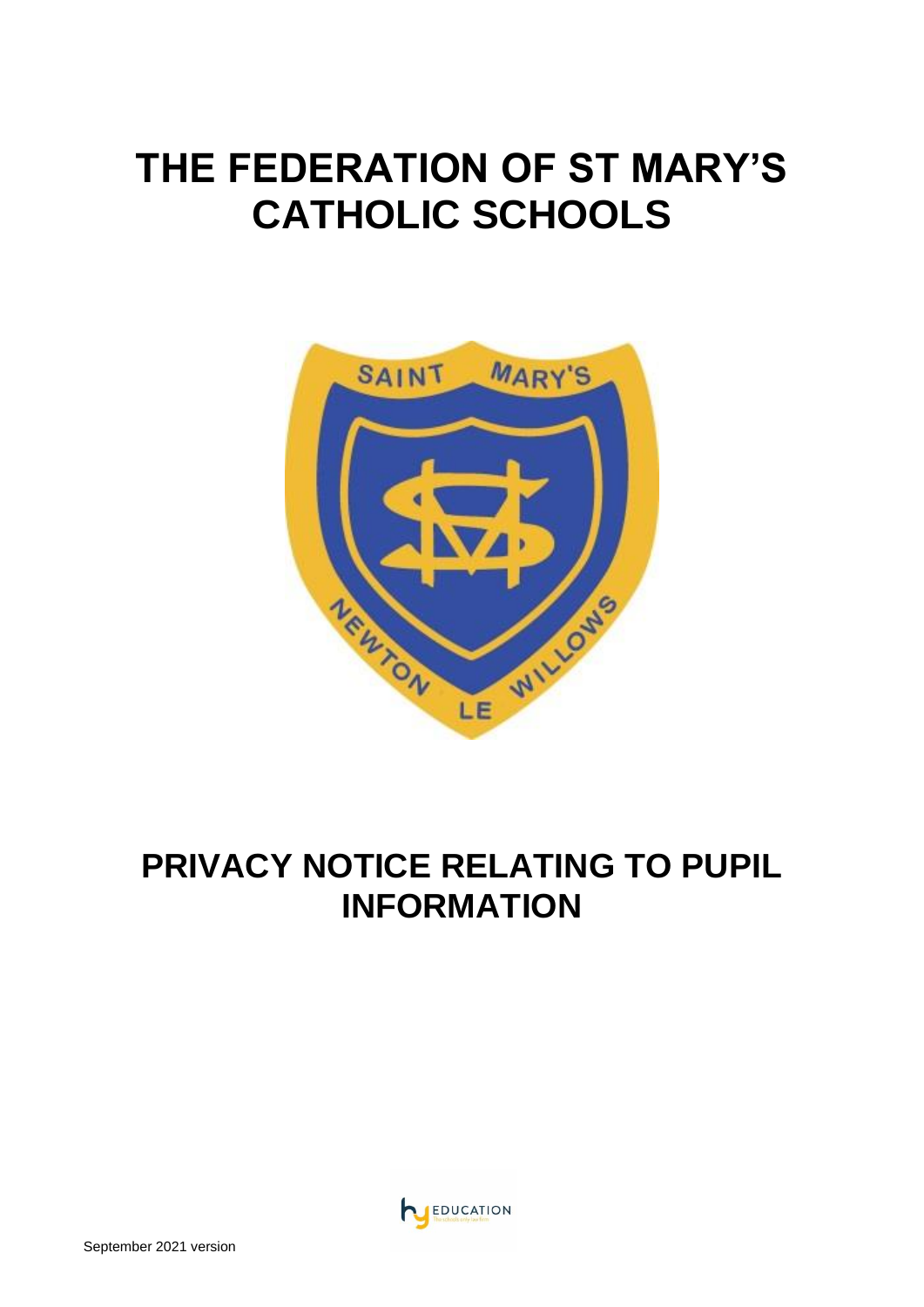# THE FEDERATION OF ST MARY'S CATHOLIC SCHOOLS

# PRIVACY NOTICE RELATING TO PUPIL INFORMATION

September 2021 version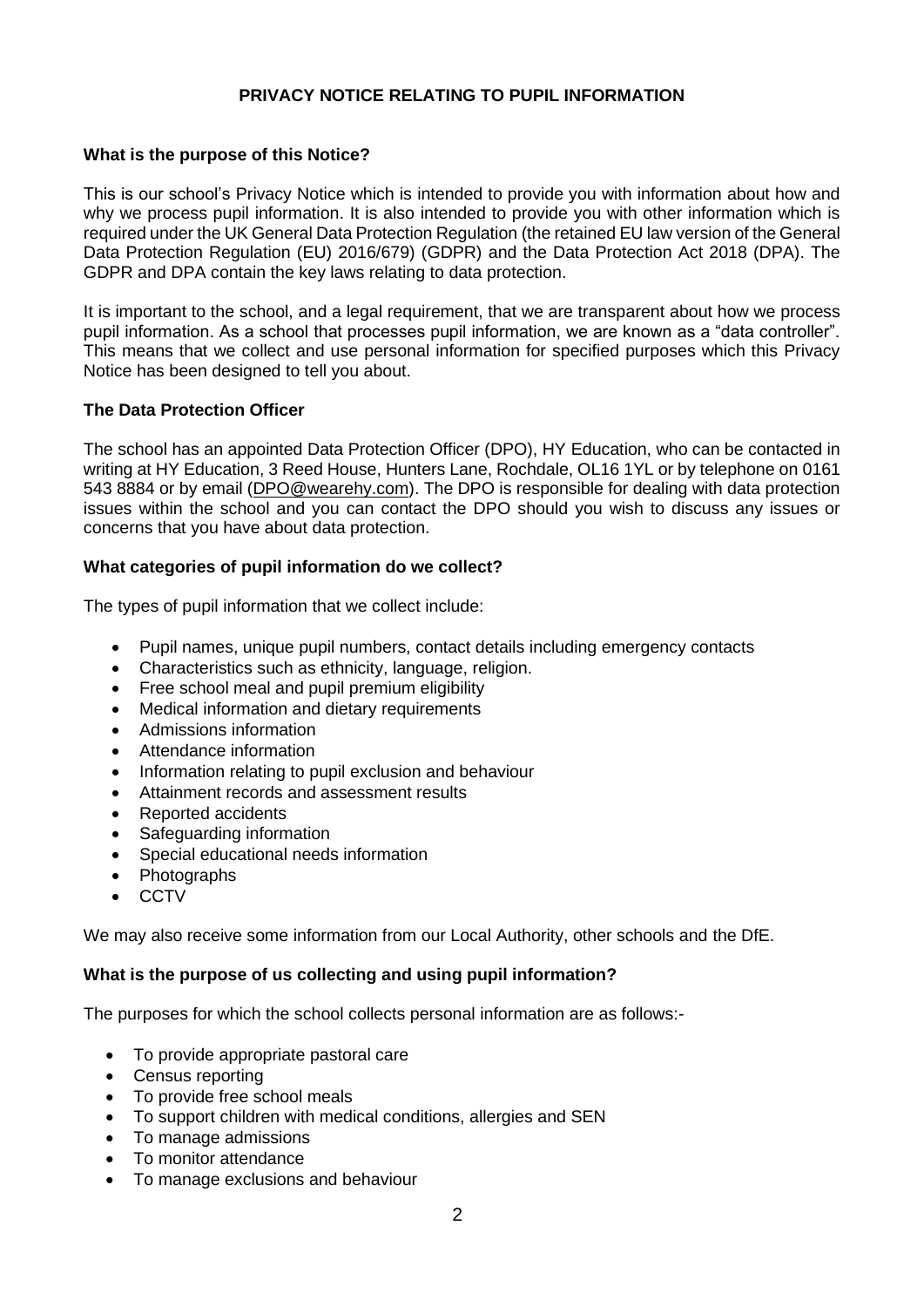# PRIVACY NOTICE RELATING TO PUPIL INFORMATION

## What is the purpose of this Notice?

This is our school's Privacy Notice which is intended to provide you with information about how and why we process pupil information. It is also intended to provide you with other information which is required under the UK General Data Protection Regulation (the retained EU law version of the General Data Protection Regulation (EU) 2016/679) (GDPR) and the Data Protection Act 2018 (DPA). The GDPR and DPA contain the key laws relating to data protection.

It is important to the school, and a legal requirement, that we are transparent about how we process pupil information. As a school that processes pupil information, we are known as a "data controller". This means that we collect and use personal information for specified purposes which this Privacy Notice has been designed to tell you about.

## The Data Protection Officer

The school has an appointed Data Protection Officer (DPO), HY Education, who can be contacted in writing at HY Education, 3 Reed House, Hunters Lane, Rochdale, OL16 1YL or by telephone on 0161 543 8884 or by email (DPO@wearehy.com). The DPO is responsible for dealing with data protection issues within the school and you can contact the DPO should you wish to discuss any issues or concerns that you have about data protection.

## What categories of pupil information do we collect?

The types of pupil information that we collect include:

- Pupil names, unique pupil numbers, contact details including emergency contacts
- Characteristics such as ethnicity, language, religion.
- Free school meal and pupil premium eligibility
- Medical information and dietary requirements
- Admissions information
- Attendance information
- Information relating to pupil exclusion and behaviour
- Attainment records and assessment results
- Reported accidents
- Safeguarding information
- Special educational needs information
- Photographs
- CCTV

We may also receive some information from our Local Authority, other schools and the DfE.

## What is the purpose of us collecting and using pupil information?

The purposes for which the school collects personal information are as follows:-

- To provide appropriate pastoral care
- Census reporting
- To provide free school meals
- To support children with medical conditions, allergies and SEN
- To manage admissions
- To monitor attendance
- To manage exclusions and behaviour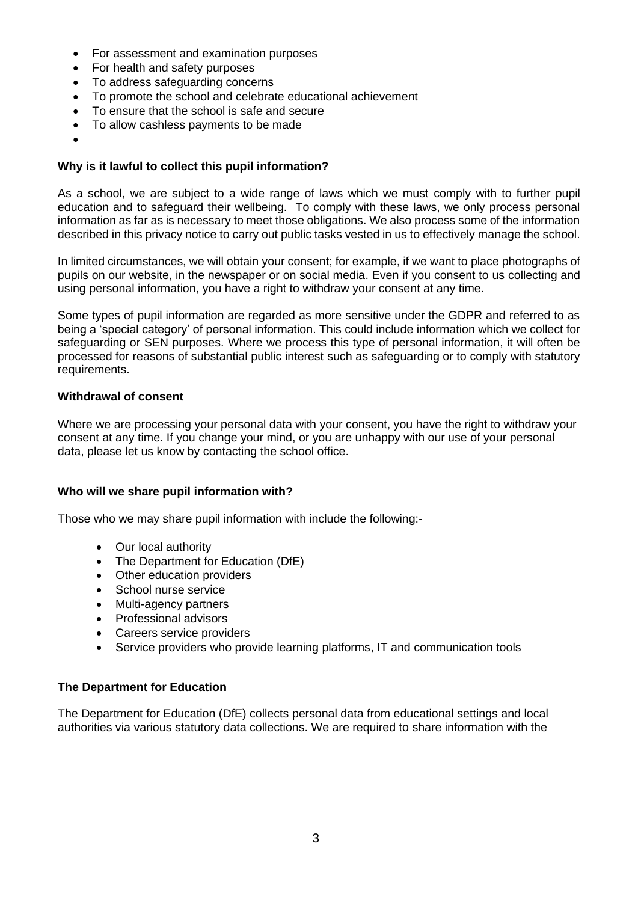- For assessment and examination purposes
- For health and safety purposes
- To address safeguarding concerns
- To promote the school and celebrate educational achievement
- To ensure that the school is safe and secure
- To allow cashless payments to be made
-

**Why is it lawful to collect this pupil information?**

As a school, we are subject to a wide range of laws which we must comply with to further pupil education and to safeguard their wellbeing. To comply with these laws, we only process personal information as far as is necessary to meet those obligations. We also process some of the information described in this privacy notice to carry out public tasks vested in us to effectively manage the school.

In limited circumstances, we will obtain your consent; for example, if we want to place photographs of pupils on our website, in the newspaper or on social media. Even if you consent to us collecting and using personal information, you have a right to withdraw your consent at any time.

Some types of pupil information are regarded as more sensitive under the GDPR and referred to as being a 'special category' of personal information. This could include information which we collect for safeguarding or SEN purposes. Where we process this type of personal information, it will often be processed for reasons of substantial public interest such as safeguarding or to comply with statutory requirements.

**Withdrawal of consent**

Where we are processing your personal data with your consent, you have the right to withdraw your consent at any time. If you change your mind, or you are unhappy with our use of your personal data, please let us know by contacting the school office.

**Who will we share pupil information with?**

Those who we may share pupil information with include the following:-

- Our local authority
- The Department for Education (DfE)
- Other education providers
- School nurse service
- Multi-agency partners
- Professional advisors
- Careers service providers
- Service providers who provide learning platforms, IT and communication tools

**The Department for Education**

The Department for Education (DfE) collects personal data from educational settings and local authorities via various statutory data collections. We are required to share information with the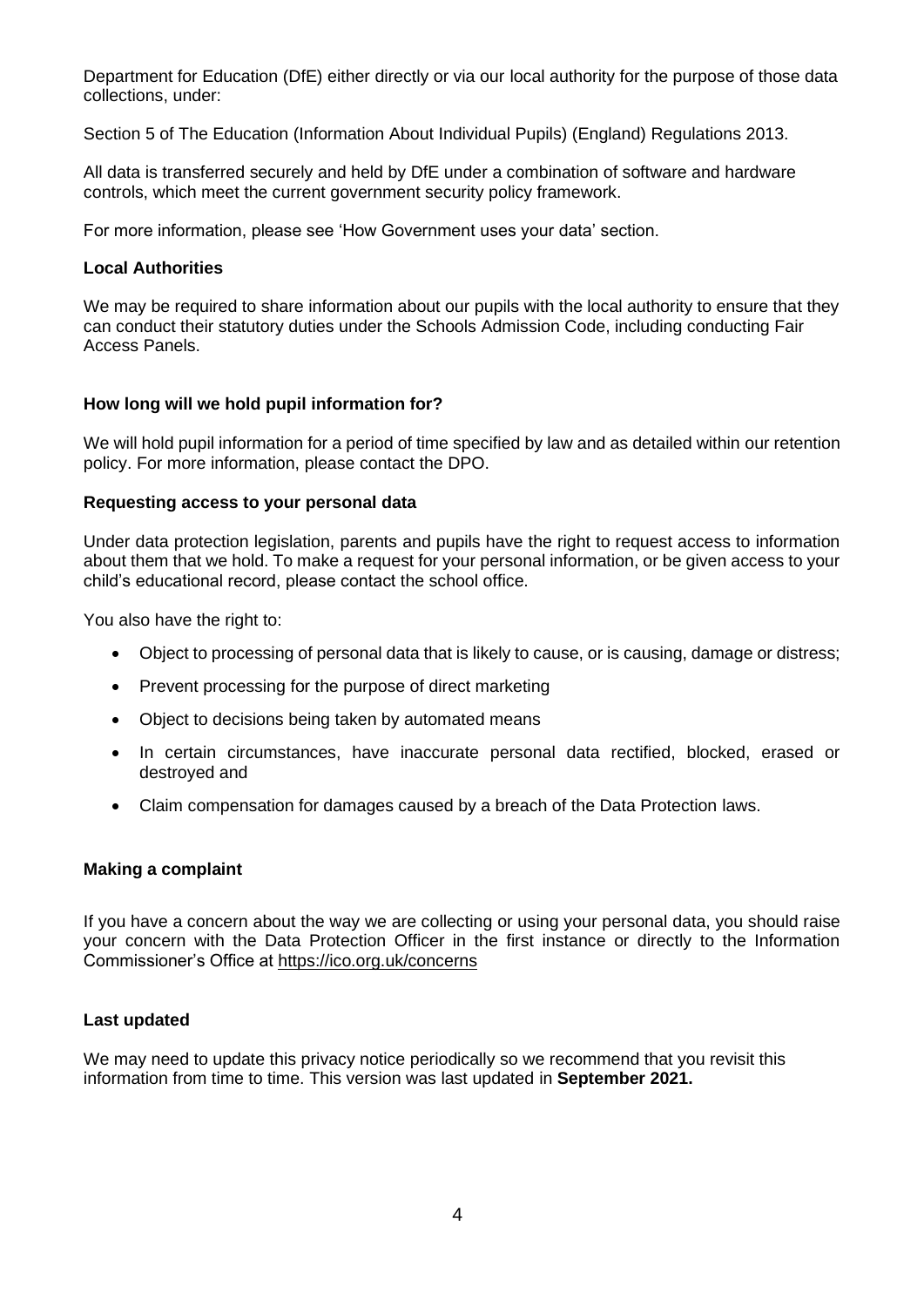Department for Education (DfE) either directly or via our local authority for the purpose of those data collections, under:

Section 5 of The Education (Information About Individual Pupils) (England) Regulations 2013.

All data is transferred securely and held by DfE under a combination of software and hardware controls, which meet the current government security policy framework.

For more information, please see 'How Government uses your data' section.

**Local Authorities**

We may be required to share information about our pupils with the local authority to ensure that they can conduct their statutory duties under the Schools Admission Code, including conducting Fair Access Panels.

**How long will we hold pupil information for?**

We will hold pupil information for a period of time specified by law and as detailed within our retention policy. For more information, please contact the DPO.

**Requesting access to your personal data**

Under data protection legislation, parents and pupils have the right to request access to information about them that we hold. To make a request for your personal information, or be given access to your child's educational record, please contact the school office.

You also have the right to:

- Object to processing of personal data that is likely to cause, or is causing, damage or distress;
- Prevent processing for the purpose of direct marketing
- Object to decisions being taken by automated means
- In certain circumstances, have inaccurate personal data rectified, blocked, erased or destroyed and
- Claim compensation for damages caused by a breach of the Data Protection laws.

**Making a complaint**

If you have a concern about the way we are collecting or using your personal data, you should raise your concern with the Data Protection Officer in the first instance or directly to the Information Commissioner's Office at https://ico.org.uk/concerns

**Last updated**

We may need to update this privacy notice periodically so we recommend that you revisit this information from time to time. This version was last updated in **September 2021.**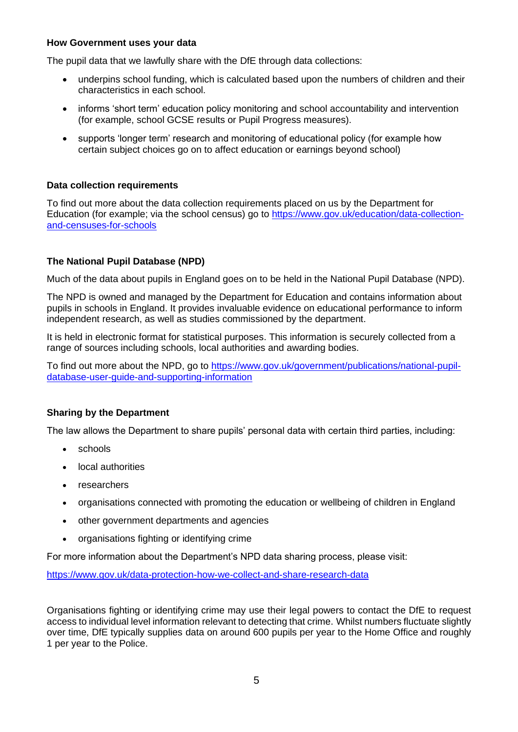### How Government uses your data

The pupil data that we lawfully share with the DfE through data collections:

- underpins school funding, which is calculated based upon the numbers of children and their characteristics in each school.
- informs 'short term' education policy monitoring and school accountability and intervention (for example, school GCSE results or Pupil Progress measures).
- supports 'longer term' research and monitoring of educational policy (for example how certain subject choices go on to affect education or earnings beyond school)

### Data collection requirements

To find out more about the data collection requirements placed on us by the Department for Education (for example; via the school census) go to [https://www.gov.uk/education/data-collection-and-censuses-for-schools](https://www.gov.uk/education/data-collection-and-censuses-for-schools)

### The National Pupil Database (NPD)

Much of the data about pupils in England goes on to be held in the National Pupil Database (NPD).

The NPD is owned and managed by the Department for Education and contains information about pupils in schools in England. It provides invaluable evidence on educational performance to inform independent research, as well as studies commissioned by the department.

It is held in electronic format for statistical purposes. This information is securely collected from a range of sources including schools, local authorities and awarding bodies.

To find out more about the NPD, go to [https://www.gov.uk/government/publications/national-pupil-database-user-guide-and-supporting-information](https://www.gov.uk/government/publications/national-pupil-database-user-guide-and-supporting-information)

### Sharing by the Department

The law allows the Department to share pupils' personal data with certain third parties, including:

- schools
- local authorities
- researchers
- organisations connected with promoting the education or wellbeing of children in England
- other government departments and agencies
- organisations fighting or identifying crime

For more information about the Department's NPD data sharing process, please visit:

[https://www.gov.uk/data-protection-how-we-collect-and-share-research-data](https://www.gov.uk/data-protection-how-we-collect-and-share-research-data)

Organisations fighting or identifying crime may use their legal powers to contact the DfE to request access to individual level information relevant to detecting that crime. Whilst numbers fluctuate slightly over time, DfE typically supplies data on around 600 pupils per year to the Home Office and roughly 1 per year to the Police.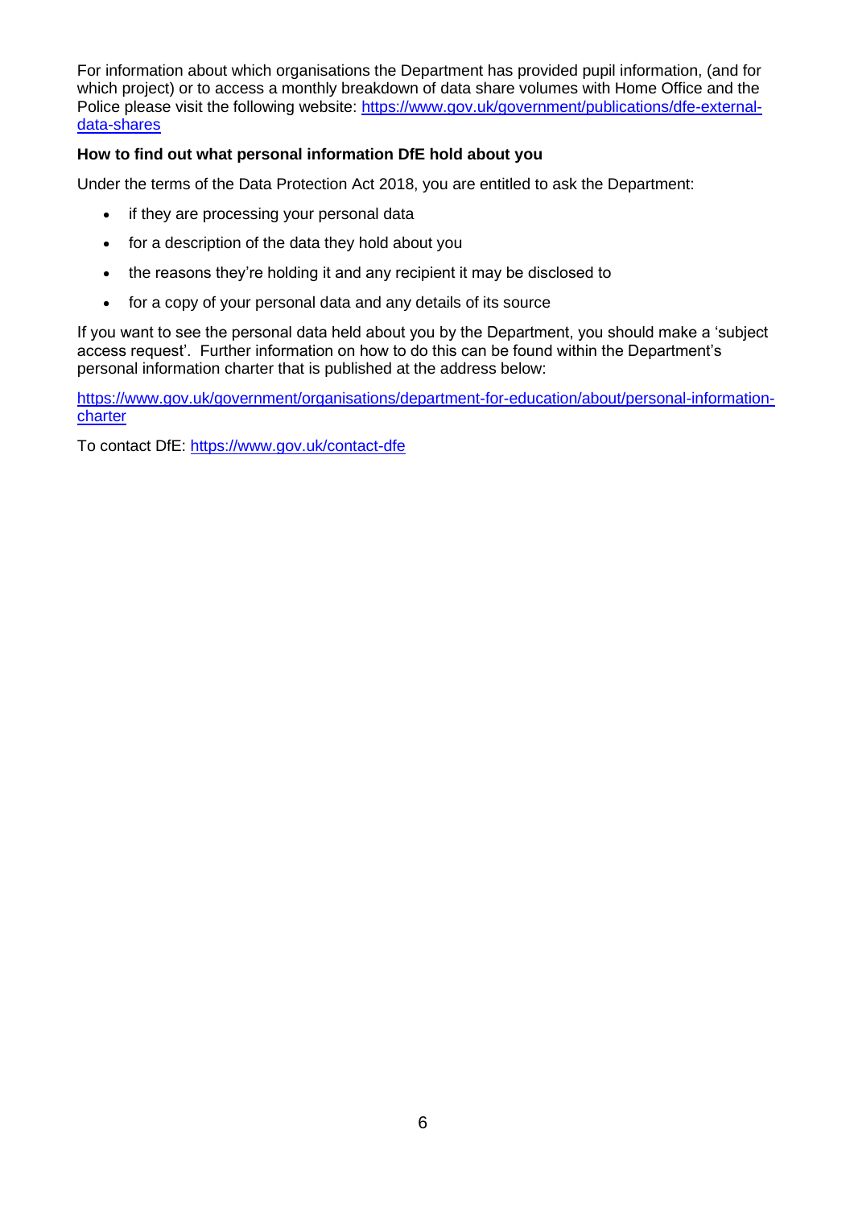For information about which organisations the Department has provided pupil information, (and for which project) or to access a monthly breakdown of data share volumes with Home Office and the Police please visit the following website: [https://www.gov.uk/government/publications/dfe-external-data-shares](https://www.gov.uk/government/publications/dfe-external-data-shares)

**How to find out what personal information DfE hold about you**

Under the terms of the Data Protection Act 2018, you are entitled to ask the Department:

- if they are processing your personal data
- for a description of the data they hold about you
- the reasons they're holding it and any recipient it may be disclosed to
- for a copy of your personal data and any details of its source

If you want to see the personal data held about you by the Department, you should make a 'subject access request'. Further information on how to do this can be found within the Department's personal information charter that is published at the address below:

[https://www.gov.uk/government/organisations/department-for-education/about/personal-information-charter](https://www.gov.uk/government/organisations/department-for-education/about/personal-information-charter)

To contact DfE: [https://www.gov.uk/contact-dfe](https://www.gov.uk/contact-dfe)